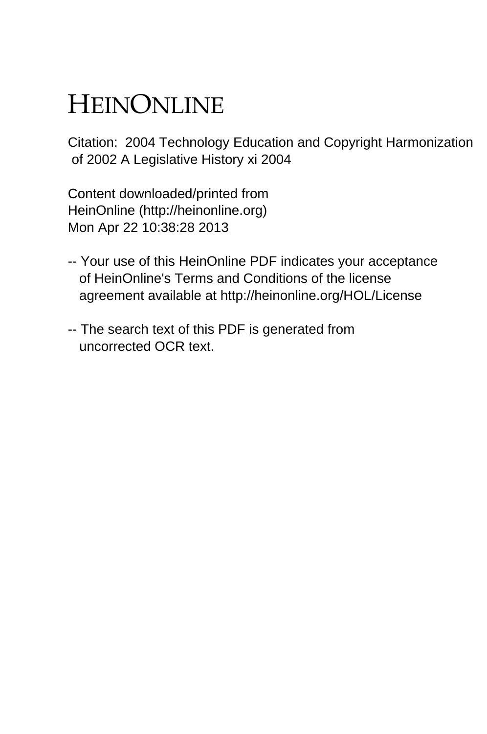# HEINONLINE

Citation: 2004 Technology Education and Copyright Harmonization of 2002 A Legislative History xi 2004

Content downloaded/printed from HeinOnline (http://heinonline.org)
Mon Apr 22 10:38:28 2013

-- Your use of this HeinOnline PDF indicates your acceptance of HeinOnline's Terms and Conditions of the license agreement available at http://heinonline.org/HOL/License

-- The search text of this PDF is generated from uncorrected OCR text.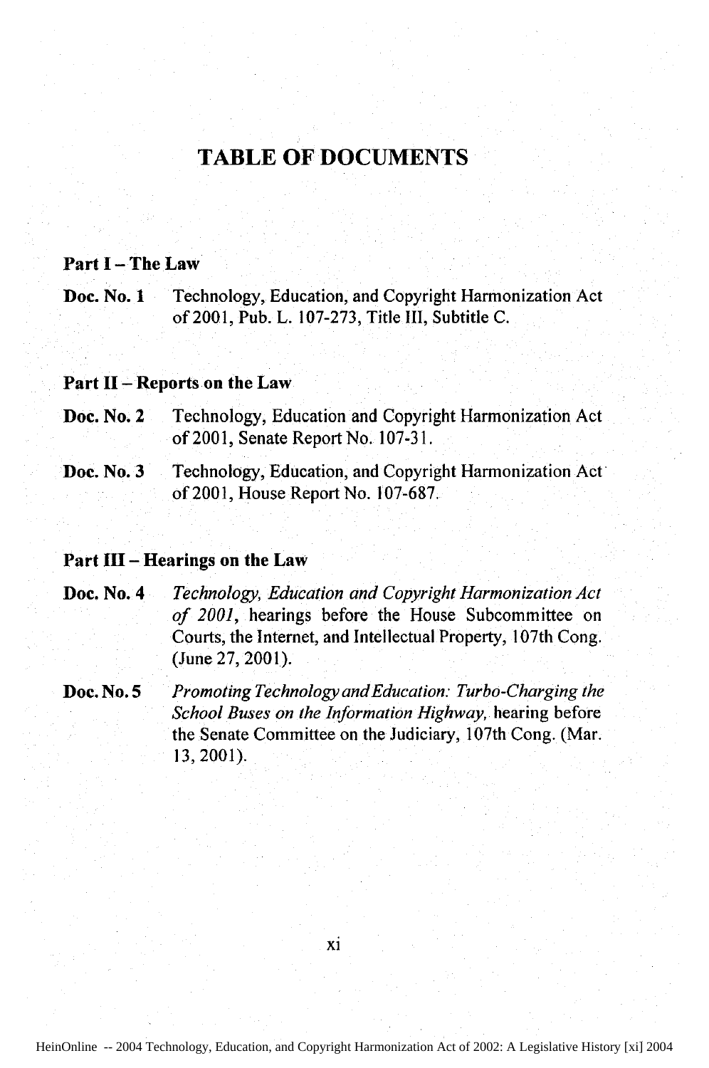# TABLE OF DOCUMENTS

## Part I – The Law

**Doc. No. 1** Technology, Education, and Copyright Harmonization Act of 2001, Pub. L. 107-273, Title III, Subtitle C.

## Part II – Reports on the Law

**Doc. No. 2** Technology, Education and Copyright Harmonization Act of 2001, Senate Report No. 107-31.

**Doc. No. 3** Technology, Education, and Copyright Harmonization Act of 2001, House Report No. 107-687.

## Part III – Hearings on the Law

**Doc. No. 4** *Technology, Education and Copyright Harmonization Act of 2001*, hearings before the House Subcommittee on Courts, the Internet, and Intellectual Property, 107th Cong. (June 27, 2001).

**Doc. No. 5** *Promoting Technology and Education: Turbo-Charging the School Buses on the Information Highway*, hearing before the Senate Committee on the Judiciary, 107th Cong. (Mar. 13, 2001).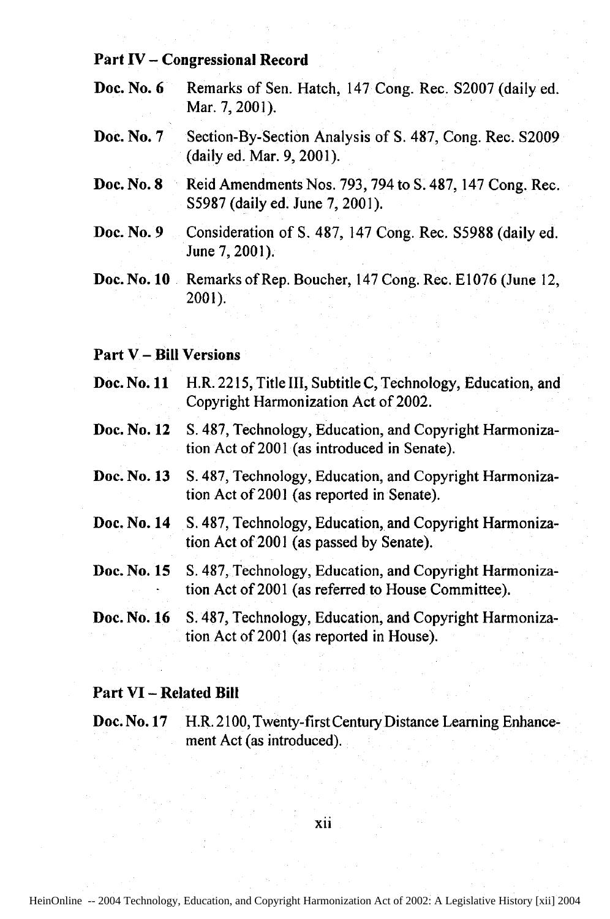## Part IV – Congressional Record

**Doc. No. 6** Remarks of Sen. Hatch, 147 Cong. Rec. S2007 (daily ed. Mar. 7, 2001).

**Doc. No. 7** Section-By-Section Analysis of S. 487, Cong. Rec. S2009 (daily ed. Mar. 9, 2001).

**Doc. No. 8** Reid Amendments Nos. 793, 794 to S. 487, 147 Cong. Rec. S5987 (daily ed. June 7, 2001).

**Doc. No. 9** Consideration of S. 487, 147 Cong. Rec. S5988 (daily ed. June 7, 2001).

**Doc. No. 10** Remarks of Rep. Boucher, 147 Cong. Rec. E1076 (June 12, 2001).

## Part V – Bill Versions

**Doc. No. 11** H.R. 2215, Title III, Subtitle C, Technology, Education, and Copyright Harmonization Act of 2002.

**Doc. No. 12** S. 487, Technology, Education, and Copyright Harmonization Act of 2001 (as introduced in Senate).

**Doc. No. 13** S. 487, Technology, Education, and Copyright Harmonization Act of 2001 (as reported in Senate).

**Doc. No. 14** S. 487, Technology, Education, and Copyright Harmonization Act of 2001 (as passed by Senate).

**Doc. No. 15** S. 487, Technology, Education, and Copyright Harmonization Act of 2001 (as referred to House Committee).

**Doc. No. 16** S. 487, Technology, Education, and Copyright Harmonization Act of 2001 (as reported in House).

## Part VI – Related Bill

**Doc. No. 17** H.R. 2100, Twenty-first Century Distance Learning Enhancement Act (as introduced).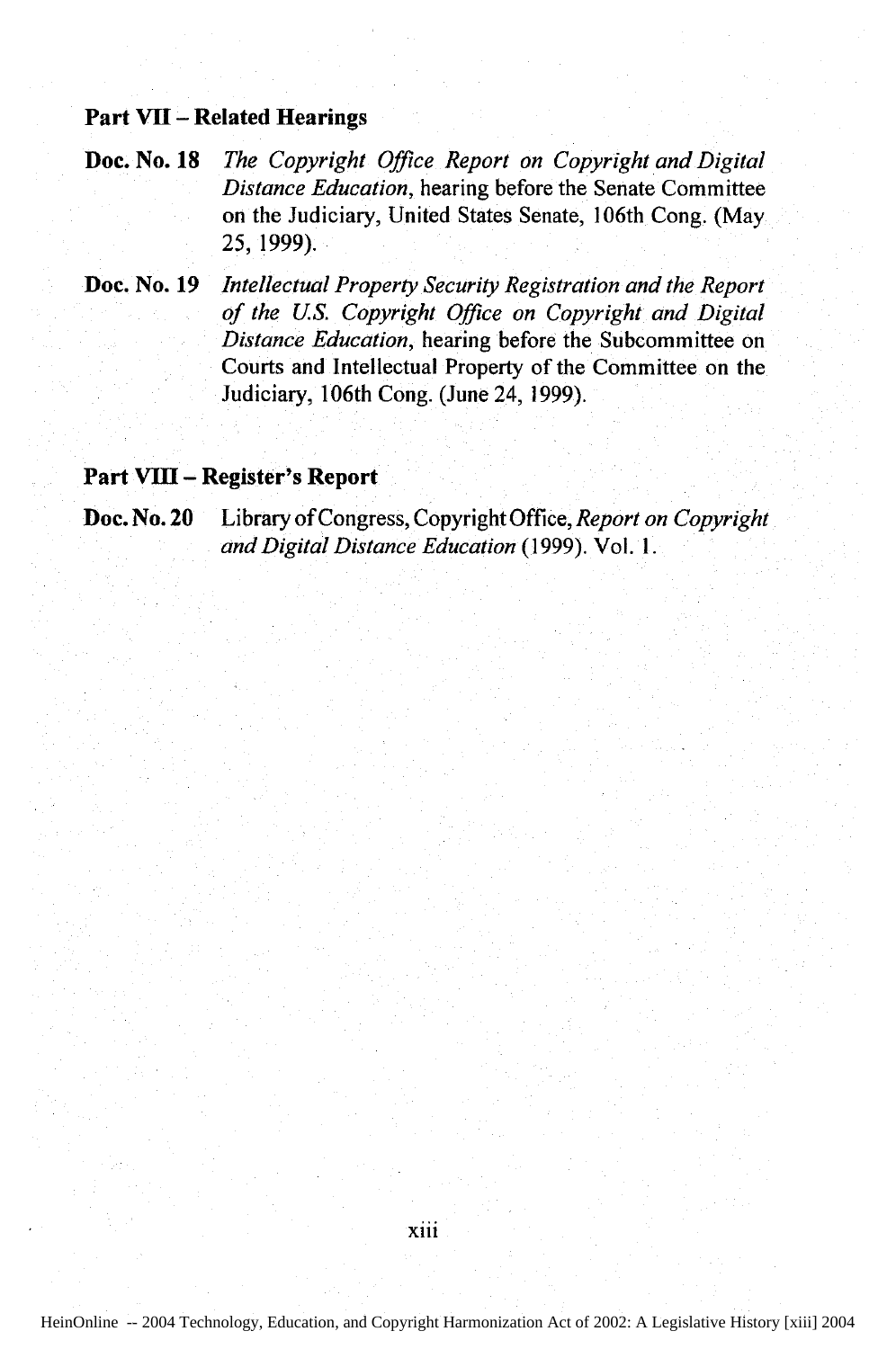**Part VII – Related Hearings**

**Doc. No. 18** *The Copyright Office Report on Copyright and Digital Distance Education*, hearing before the Senate Committee on the Judiciary, United States Senate, 106th Cong. (May 25, 1999).

**Doc. No. 19** *Intellectual Property Security Registration and the Report of the U.S. Copyright Office on Copyright and Digital Distance Education*, hearing before the Subcommittee on Courts and Intellectual Property of the Committee on the Judiciary, 106th Cong. (June 24, 1999).

**Part VIII – Register's Report**

**Doc. No. 20** Library of Congress, Copyright Office, *Report on Copyright and Digital Distance Education* (1999). Vol. 1.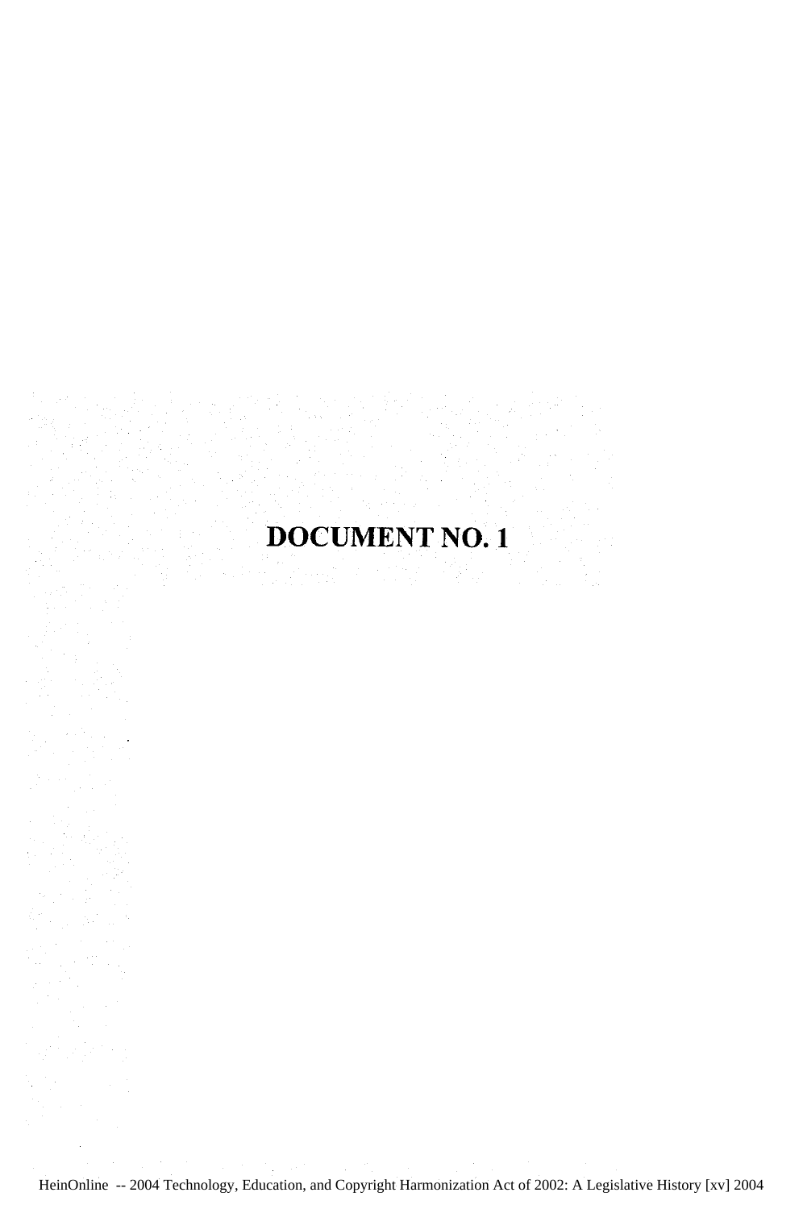# DOCUMENT NO. 1